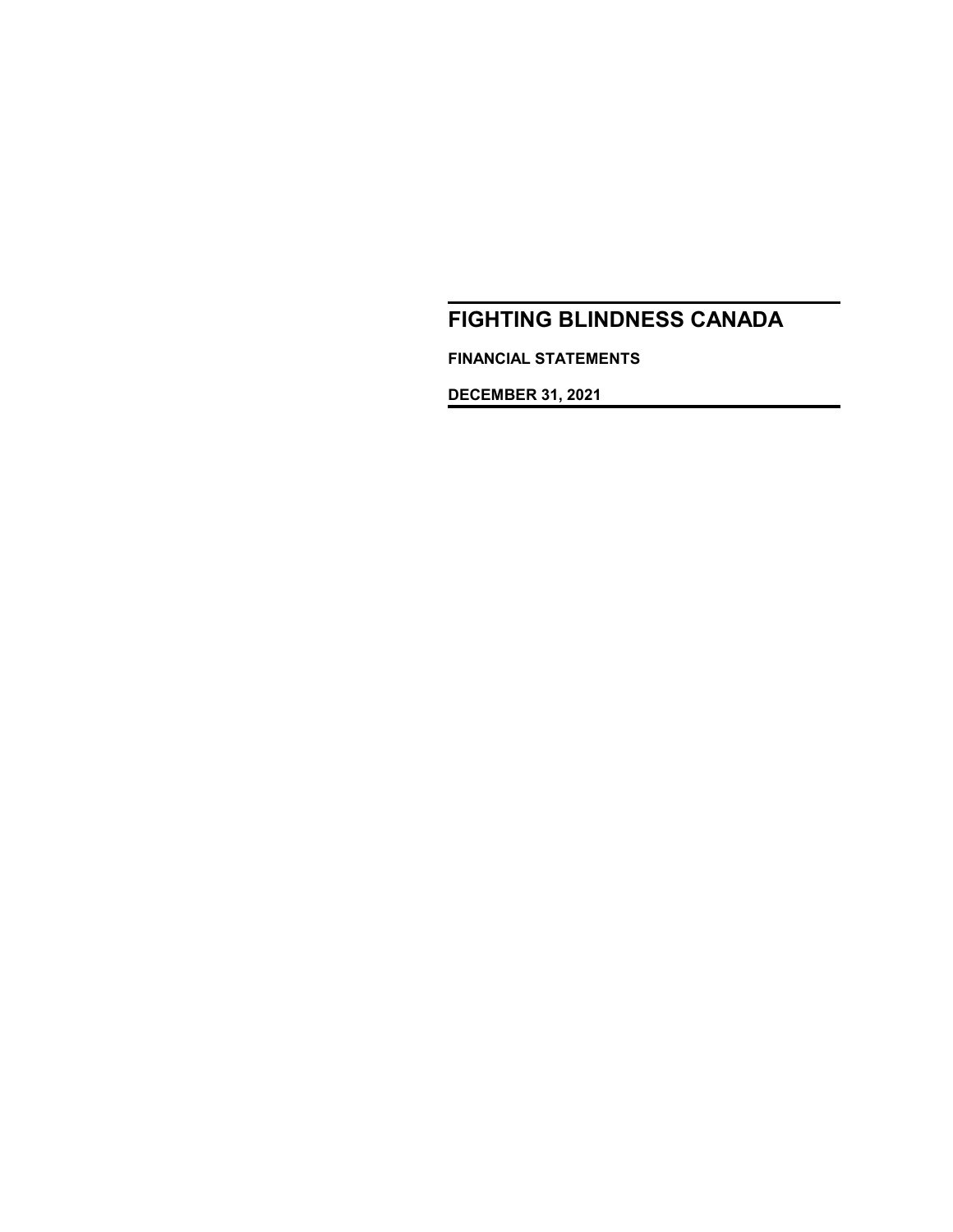# FIGHTING BLINDNESS CANADA

**FINANCIAL STATEMENTS**

**DECEMBER 31, 2021**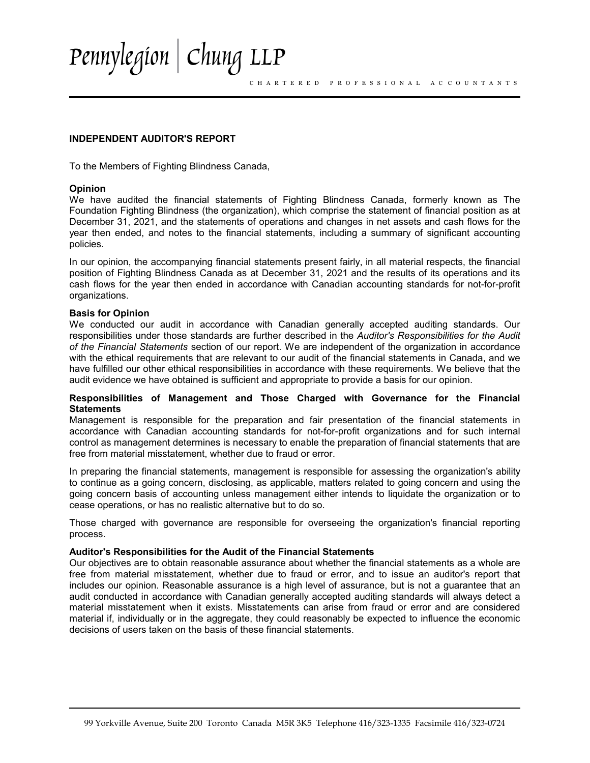Pennylegion | Chung LLP

CHARTERED PROFESSIONAL ACCOUNTANTS

## INDEPENDENT AUDITOR'S REPORT

To the Members of Fighting Blindness Canada,

### Opinion

We have audited the financial statements of Fighting Blindness Canada, formerly known as The Foundation Fighting Blindness (the organization), which comprise the statement of financial position as at December 31, 2021, and the statements of operations and changes in net assets and cash flows for the year then ended, and notes to the financial statements, including a summary of significant accounting policies.

In our opinion, the accompanying financial statements present fairly, in all material respects, the financial position of Fighting Blindness Canada as at December 31, 2021 and the results of its operations and its cash flows for the year then ended in accordance with Canadian accounting standards for not-for-profit organizations.

### Basis for Opinion

We conducted our audit in accordance with Canadian generally accepted auditing standards. Our responsibilities under those standards are further described in the *Auditor's Responsibilities for the Audit of the Financial Statements* section of our report. We are independent of the organization in accordance with the ethical requirements that are relevant to our audit of the financial statements in Canada, and we have fulfilled our other ethical responsibilities in accordance with these requirements. We believe that the audit evidence we have obtained is sufficient and appropriate to provide a basis for our opinion.

### Responsibilities of Management and Those Charged with Governance for the Financial Statements

Management is responsible for the preparation and fair presentation of the financial statements in accordance with Canadian accounting standards for not-for-profit organizations and for such internal control as management determines is necessary to enable the preparation of financial statements that are free from material misstatement, whether due to fraud or error.

In preparing the financial statements, management is responsible for assessing the organization's ability to continue as a going concern, disclosing, as applicable, matters related to going concern and using the going concern basis of accounting unless management either intends to liquidate the organization or to cease operations, or has no realistic alternative but to do so.

Those charged with governance are responsible for overseeing the organization's financial reporting process.

### Auditor's Responsibilities for the Audit of the Financial Statements

Our objectives are to obtain reasonable assurance about whether the financial statements as a whole are free from material misstatement, whether due to fraud or error, and to issue an auditor's report that includes our opinion. Reasonable assurance is a high level of assurance, but is not a guarantee that an audit conducted in accordance with Canadian generally accepted auditing standards will always detect a material misstatement when it exists. Misstatements can arise from fraud or error and are considered material if, individually or in the aggregate, they could reasonably be expected to influence the economic decisions of users taken on the basis of these financial statements.

99 Yorkville Avenue, Suite 200 Toronto Canada M5R 3K5 Telephone 416/323-1335 Facsimile 416/323-0724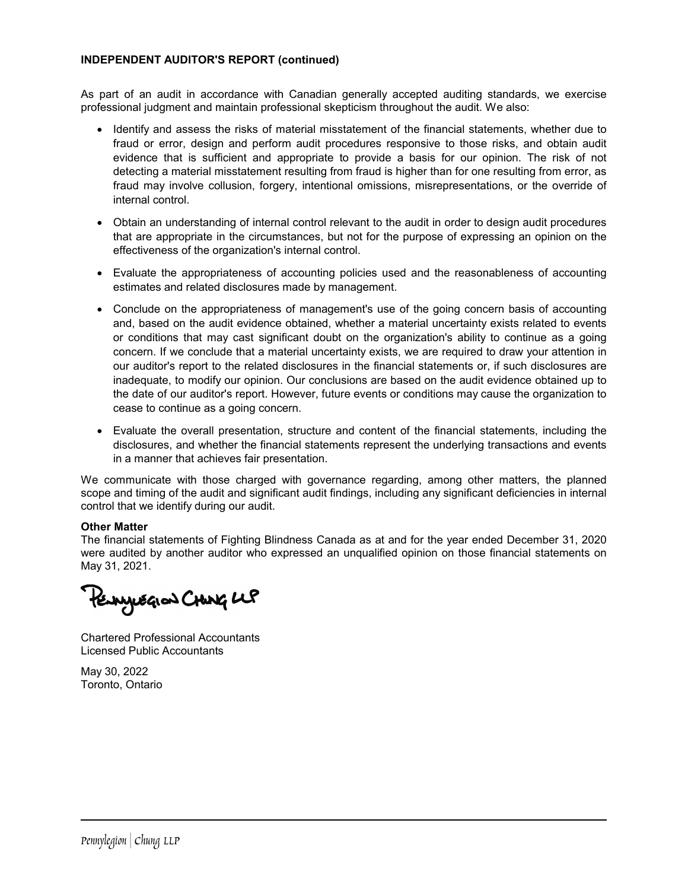**INDEPENDENT AUDITOR'S REPORT (continued)**

As part of an audit in accordance with Canadian generally accepted auditing standards, we exercise professional judgment and maintain professional skepticism throughout the audit. We also:

- Identify and assess the risks of material misstatement of the financial statements, whether due to fraud or error, design and perform audit procedures responsive to those risks, and obtain audit evidence that is sufficient and appropriate to provide a basis for our opinion. The risk of not detecting a material misstatement resulting from fraud is higher than for one resulting from error, as fraud may involve collusion, forgery, intentional omissions, misrepresentations, or the override of internal control.
- Obtain an understanding of internal control relevant to the audit in order to design audit procedures that are appropriate in the circumstances, but not for the purpose of expressing an opinion on the effectiveness of the organization's internal control.
- Evaluate the appropriateness of accounting policies used and the reasonableness of accounting estimates and related disclosures made by management.
- Conclude on the appropriateness of management's use of the going concern basis of accounting and, based on the audit evidence obtained, whether a material uncertainty exists related to events or conditions that may cast significant doubt on the organization's ability to continue as a going concern. If we conclude that a material uncertainty exists, we are required to draw your attention in our auditor's report to the related disclosures in the financial statements or, if such disclosures are inadequate, to modify our opinion. Our conclusions are based on the audit evidence obtained up to the date of our auditor's report. However, future events or conditions may cause the organization to cease to continue as a going concern.
- Evaluate the overall presentation, structure and content of the financial statements, including the disclosures, and whether the financial statements represent the underlying transactions and events in a manner that achieves fair presentation.

We communicate with those charged with governance regarding, among other matters, the planned scope and timing of the audit and significant audit findings, including any significant deficiencies in internal control that we identify during our audit.

**Other Matter**

The financial statements of Fighting Blindness Canada as at and for the year ended December 31, 2020 were audited by another auditor who expressed an unqualified opinion on those financial statements on May 31, 2021.

Pennylegion Chung LLP

Chartered Professional Accountants
Licensed Public Accountants

May 30, 2022
Toronto, Ontario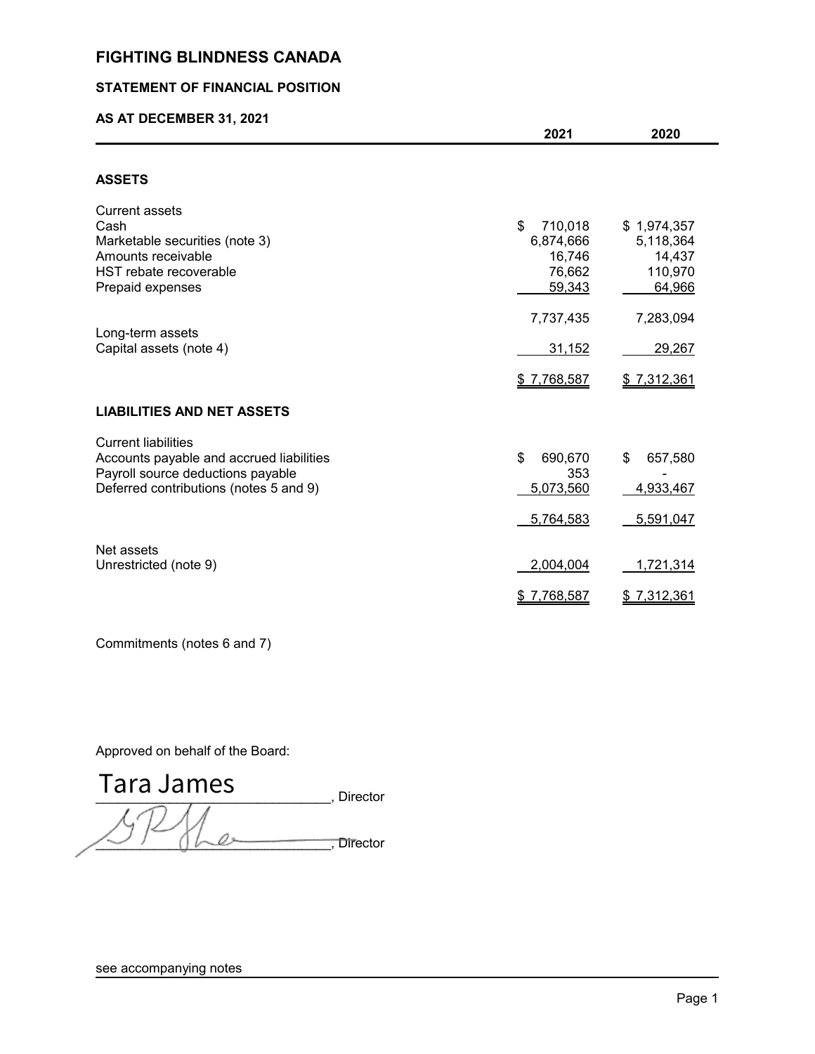# FIGHTING BLINDNESS CANADA

## STATEMENT OF FINANCIAL POSITION

### AS AT DECEMBER 31, 2021

| | 2021 | 2020 |
|---|---|---|
| **ASSETS** | | |
| Current assets | | |
| Cash | $ 710,018 | $ 1,974,357 |
| Marketable securities (note 3) | 6,874,666 | 5,118,364 |
| Amounts receivable | 16,746 | 14,437 |
| HST rebate recoverable | 76,662 | 110,970 |
| Prepaid expenses | 59,343 | 64,966 |
| | 7,737,435 | 7,283,094 |
| Long-term assets | | |
| Capital assets (note 4) | 31,152 | 29,267 |
| | $ 7,768,587 | $ 7,312,361 |
| **LIABILITIES AND NET ASSETS** | | |
| Current liabilities | | |
| Accounts payable and accrued liabilities | $ 690,670 | $ 657,580 |
| Payroll source deductions payable | 353 | - |
| Deferred contributions (notes 5 and 9) | 5,073,560 | 4,933,467 |
| | 5,764,583 | 5,591,047 |
| Net assets | | |
| Unrestricted (note 9) | 2,004,004 | 1,721,314 |
| | $ 7,768,587 | $ 7,312,361 |

Commitments (notes 6 and 7)

Approved on behalf of the Board:

Tara James, Director

_______________________________, Director

see accompanying notes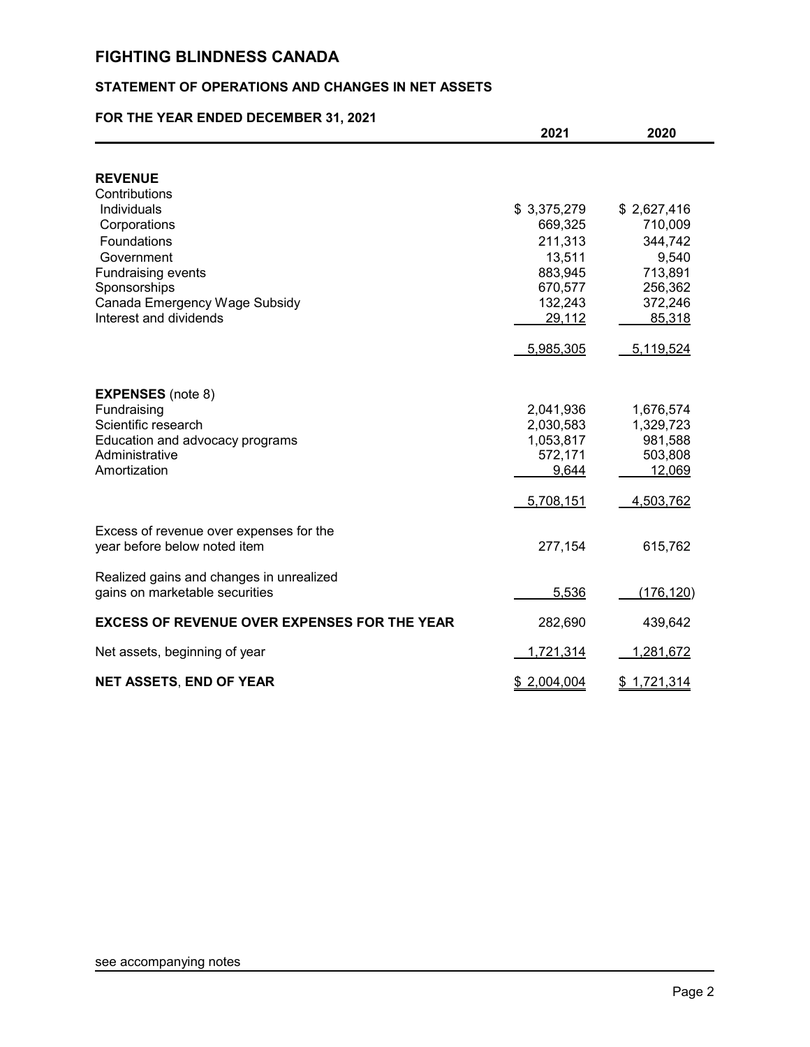# FIGHTING BLINDNESS CANADA

## STATEMENT OF OPERATIONS AND CHANGES IN NET ASSETS

### FOR THE YEAR ENDED DECEMBER 31, 2021

| | 2021 | 2020 |
|---|---|---|
| **REVENUE** | | |
| Contributions | | |
| Individuals | $ 3,375,279 | $ 2,627,416 |
| Corporations | 669,325 | 710,009 |
| Foundations | 211,313 | 344,742 |
| Government | 13,511 | 9,540 |
| Fundraising events | 883,945 | 713,891 |
| Sponsorships | 670,577 | 256,362 |
| Canada Emergency Wage Subsidy | 132,243 | 372,246 |
| Interest and dividends | 29,112 | 85,318 |
| | 5,985,305 | 5,119,524 |
| **EXPENSES** (note 8) | | |
| Fundraising | 2,041,936 | 1,676,574 |
| Scientific research | 2,030,583 | 1,329,723 |
| Education and advocacy programs | 1,053,817 | 981,588 |
| Administrative | 572,171 | 503,808 |
| Amortization | 9,644 | 12,069 |
| | 5,708,151 | 4,503,762 |
| Excess of revenue over expenses for the year before below noted item | 277,154 | 615,762 |
| Realized gains and changes in unrealized gains on marketable securities | 5,536 | (176,120) |
| **EXCESS OF REVENUE OVER EXPENSES FOR THE YEAR** | 282,690 | 439,642 |
| Net assets, beginning of year | 1,721,314 | 1,281,672 |
| **NET ASSETS, END OF YEAR** | $ 2,004,004 | $ 1,721,314 |

see accompanying notes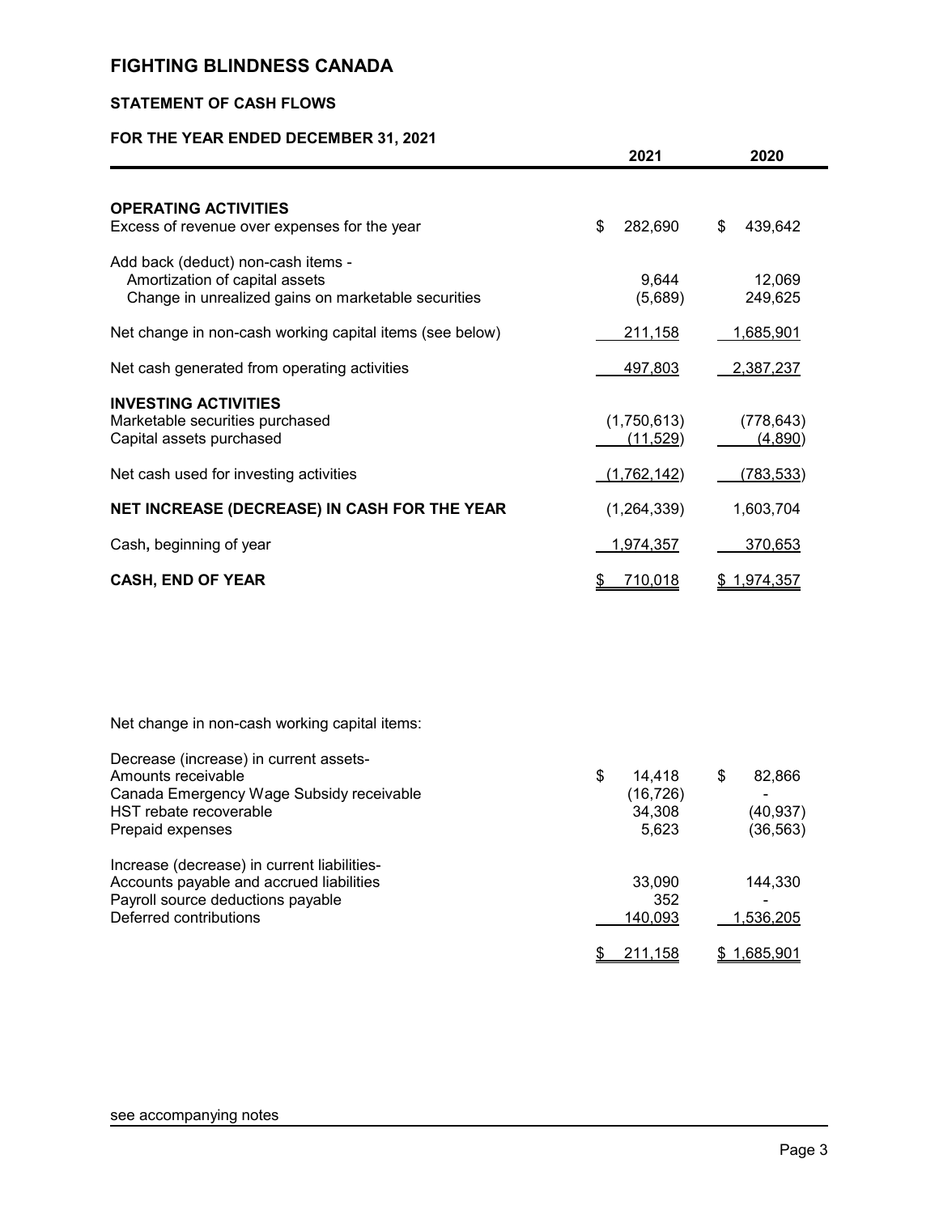# FIGHTING BLINDNESS CANADA

## STATEMENT OF CASH FLOWS

### FOR THE YEAR ENDED DECEMBER 31, 2021

| | 2021 | 2020 |
|---|---|---|
| **OPERATING ACTIVITIES** | | |
| Excess of revenue over expenses for the year | $ 282,690 | $ 439,642 |
| Add back (deduct) non-cash items - | | |
| Amortization of capital assets | 9,644 | 12,069 |
| Change in unrealized gains on marketable securities | (5,689) | 249,625 |
| Net change in non-cash working capital items (see below) | 211,158 | 1,685,901 |
| Net cash generated from operating activities | 497,803 | 2,387,237 |
| **INVESTING ACTIVITIES** | | |
| Marketable securities purchased | (1,750,613) | (778,643) |
| Capital assets purchased | (11,529) | (4,890) |
| Net cash used for investing activities | (1,762,142) | (783,533) |
| **NET INCREASE (DECREASE) IN CASH FOR THE YEAR** | (1,264,339) | 1,603,704 |
| Cash, beginning of year | 1,974,357 | 370,653 |
| **CASH, END OF YEAR** | $ 710,018 | $ 1,974,357 |

Net change in non-cash working capital items:

| | 2021 | 2020 |
|---|---|---|
| Decrease (increase) in current assets- | | |
| Amounts receivable | $ 14,418 | $ 82,866 |
| Canada Emergency Wage Subsidy receivable | (16,726) | - |
| HST rebate recoverable | 34,308 | (40,937) |
| Prepaid expenses | 5,623 | (36,563) |
| Increase (decrease) in current liabilities- | | |
| Accounts payable and accrued liabilities | 33,090 | 144,330 |
| Payroll source deductions payable | 352 | - |
| Deferred contributions | 140,093 | 1,536,205 |
| | $ 211,158 | $ 1,685,901 |

see accompanying notes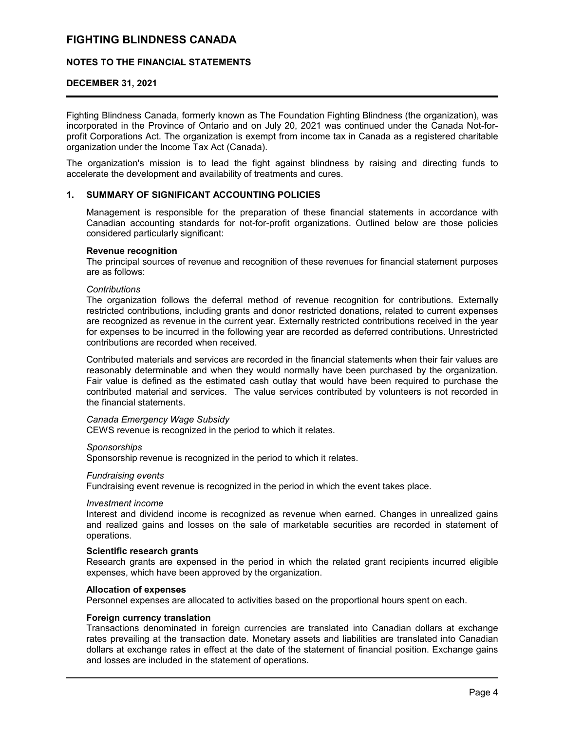# FIGHTING BLINDNESS CANADA

## NOTES TO THE FINANCIAL STATEMENTS

## DECEMBER 31, 2021

Fighting Blindness Canada, formerly known as The Foundation Fighting Blindness (the organization), was incorporated in the Province of Ontario and on July 20, 2021 was continued under the Canada Not-for-profit Corporations Act. The organization is exempt from income tax in Canada as a registered charitable organization under the Income Tax Act (Canada).

The organization's mission is to lead the fight against blindness by raising and directing funds to accelerate the development and availability of treatments and cures.

### 1. SUMMARY OF SIGNIFICANT ACCOUNTING POLICIES

Management is responsible for the preparation of these financial statements in accordance with Canadian accounting standards for not-for-profit organizations. Outlined below are those policies considered particularly significant:

**Revenue recognition**

The principal sources of revenue and recognition of these revenues for financial statement purposes are as follows:

*Contributions*

The organization follows the deferral method of revenue recognition for contributions. Externally restricted contributions, including grants and donor restricted donations, related to current expenses are recognized as revenue in the current year. Externally restricted contributions received in the year for expenses to be incurred in the following year are recorded as deferred contributions. Unrestricted contributions are recorded when received.

Contributed materials and services are recorded in the financial statements when their fair values are reasonably determinable and when they would normally have been purchased by the organization. Fair value is defined as the estimated cash outlay that would have been required to purchase the contributed material and services. The value services contributed by volunteers is not recorded in the financial statements.

*Canada Emergency Wage Subsidy*

CEWS revenue is recognized in the period to which it relates.

*Sponsorships*

Sponsorship revenue is recognized in the period to which it relates.

*Fundraising events*

Fundraising event revenue is recognized in the period in which the event takes place.

*Investment income*

Interest and dividend income is recognized as revenue when earned. Changes in unrealized gains and realized gains and losses on the sale of marketable securities are recorded in statement of operations.

**Scientific research grants**

Research grants are expensed in the period in which the related grant recipients incurred eligible expenses, which have been approved by the organization.

**Allocation of expenses**

Personnel expenses are allocated to activities based on the proportional hours spent on each.

**Foreign currency translation**

Transactions denominated in foreign currencies are translated into Canadian dollars at exchange rates prevailing at the transaction date. Monetary assets and liabilities are translated into Canadian dollars at exchange rates in effect at the date of the statement of financial position. Exchange gains and losses are included in the statement of operations.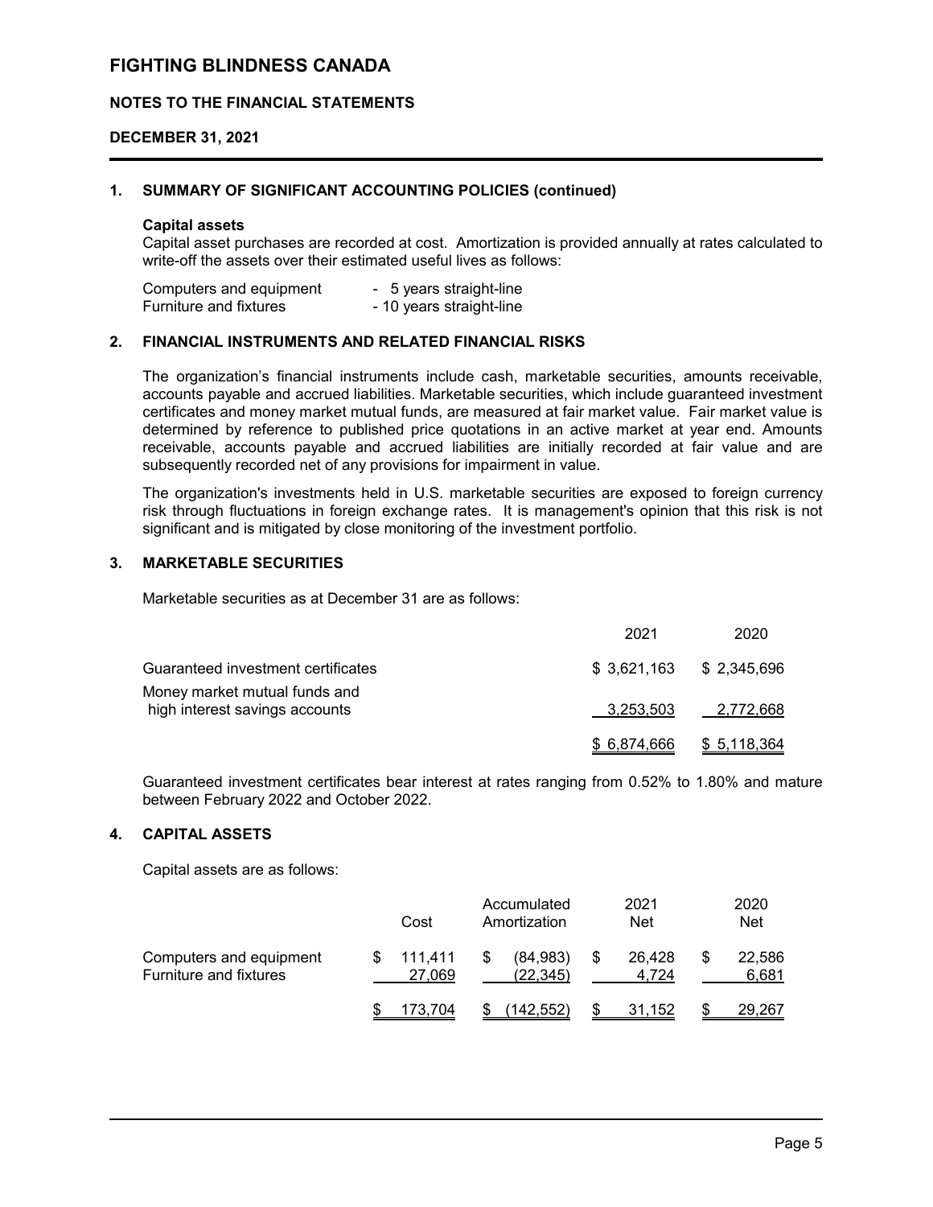# FIGHTING BLINDNESS CANADA

## NOTES TO THE FINANCIAL STATEMENTS

## DECEMBER 31, 2021

### 1. SUMMARY OF SIGNIFICANT ACCOUNTING POLICIES (continued)

**Capital assets**

Capital asset purchases are recorded at cost. Amortization is provided annually at rates calculated to write-off the assets over their estimated useful lives as follows:

| | |
|---|---|
| Computers and equipment | - 5 years straight-line |
| Furniture and fixtures | - 10 years straight-line |

### 2. FINANCIAL INSTRUMENTS AND RELATED FINANCIAL RISKS

The organization's financial instruments include cash, marketable securities, amounts receivable, accounts payable and accrued liabilities. Marketable securities, which include guaranteed investment certificates and money market mutual funds, are measured at fair market value. Fair market value is determined by reference to published price quotations in an active market at year end. Amounts receivable, accounts payable and accrued liabilities are initially recorded at fair value and are subsequently recorded net of any provisions for impairment in value.

The organization's investments held in U.S. marketable securities are exposed to foreign currency risk through fluctuations in foreign exchange rates. It is management's opinion that this risk is not significant and is mitigated by close monitoring of the investment portfolio.

### 3. MARKETABLE SECURITIES

Marketable securities as at December 31 are as follows:

| | 2021 | 2020 |
|---|---|---|
| Guaranteed investment certificates | $ 3,621,163 | $ 2,345,696 |
| Money market mutual funds and high interest savings accounts | 3,253,503 | 2,772,668 |
| | $ 6,874,666 | $ 5,118,364 |

Guaranteed investment certificates bear interest at rates ranging from 0.52% to 1.80% and mature between February 2022 and October 2022.

### 4. CAPITAL ASSETS

Capital assets are as follows:

| | Cost | Accumulated Amortization | 2021 Net | 2020 Net |
|---|---|---|---|---|
| Computers and equipment | $ 111,411 | $ (84,983) | $ 26,428 | $ 22,586 |
| Furniture and fixtures | 27,069 | (22,345) | 4,724 | 6,681 |
| | $ 173,704 | $ (142,552) | $ 31,152 | $ 29,267 |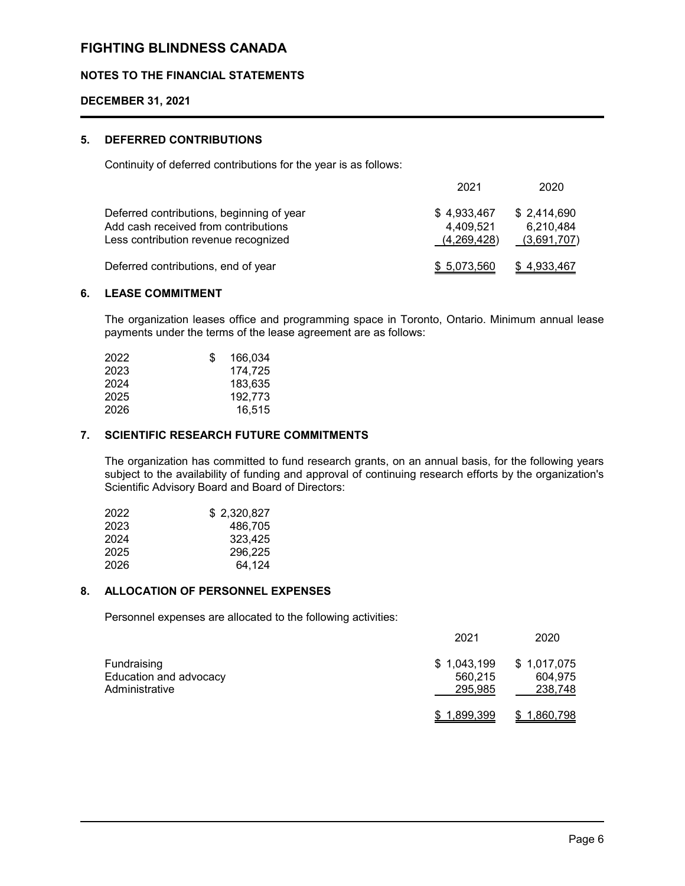# FIGHTING BLINDNESS CANADA

## NOTES TO THE FINANCIAL STATEMENTS

## DECEMBER 31, 2021

### 5. DEFERRED CONTRIBUTIONS

Continuity of deferred contributions for the year is as follows:

| | 2021 | 2020 |
|---|---|---|
| Deferred contributions, beginning of year | $ 4,933,467 | $ 2,414,690 |
| Add cash received from contributions | 4,409,521 | 6,210,484 |
| Less contribution revenue recognized | (4,269,428) | (3,691,707) |
| Deferred contributions, end of year | $ 5,073,560 | $ 4,933,467 |

### 6. LEASE COMMITMENT

The organization leases office and programming space in Toronto, Ontario. Minimum annual lease payments under the terms of the lease agreement are as follows:

| | |
|---|---|
| 2022 | $ 166,034 |
| 2023 | 174,725 |
| 2024 | 183,635 |
| 2025 | 192,773 |
| 2026 | 16,515 |

### 7. SCIENTIFIC RESEARCH FUTURE COMMITMENTS

The organization has committed to fund research grants, on an annual basis, for the following years subject to the availability of funding and approval of continuing research efforts by the organization's Scientific Advisory Board and Board of Directors:

| | |
|---|---|
| 2022 | $ 2,320,827 |
| 2023 | 486,705 |
| 2024 | 323,425 |
| 2025 | 296,225 |
| 2026 | 64,124 |

### 8. ALLOCATION OF PERSONNEL EXPENSES

Personnel expenses are allocated to the following activities:

| | 2021 | 2020 |
|---|---|---|
| Fundraising | $ 1,043,199 | $ 1,017,075 |
| Education and advocacy | 560,215 | 604,975 |
| Administrative | 295,985 | 238,748 |
| | $ 1,899,399 | $ 1,860,798 |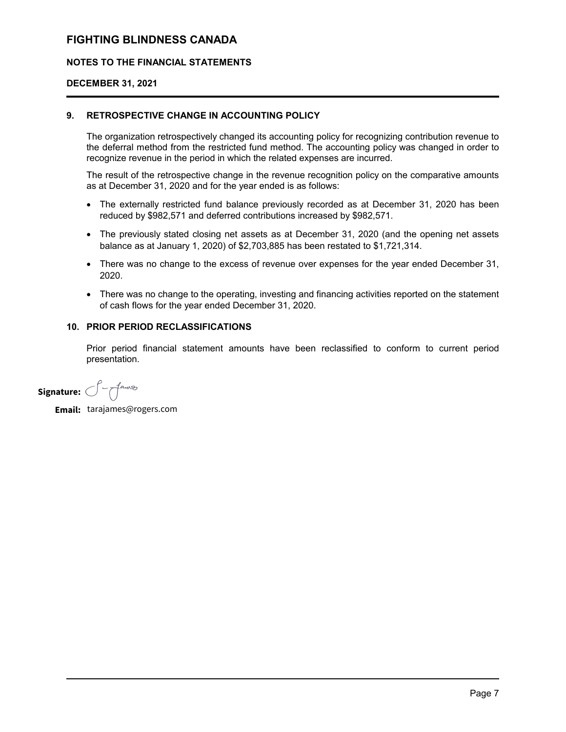# FIGHTING BLINDNESS CANADA

**NOTES TO THE FINANCIAL STATEMENTS**

**DECEMBER 31, 2021**

## 9. RETROSPECTIVE CHANGE IN ACCOUNTING POLICY

The organization retrospectively changed its accounting policy for recognizing contribution revenue to the deferral method from the restricted fund method. The accounting policy was changed in order to recognize revenue in the period in which the related expenses are incurred.

The result of the retrospective change in the revenue recognition policy on the comparative amounts as at December 31, 2020 and for the year ended is as follows:

- The externally restricted fund balance previously recorded as at December 31, 2020 has been reduced by $982,571 and deferred contributions increased by $982,571.
- The previously stated closing net assets as at December 31, 2020 (and the opening net assets balance as at January 1, 2020) of $2,703,885 has been restated to $1,721,314.
- There was no change to the excess of revenue over expenses for the year ended December 31, 2020.
- There was no change to the operating, investing and financing activities reported on the statement of cash flows for the year ended December 31, 2020.

## 10. PRIOR PERIOD RECLASSIFICATIONS

Prior period financial statement amounts have been reclassified to conform to current period presentation.

**Signature:**

**Email:** tarajames@rogers.com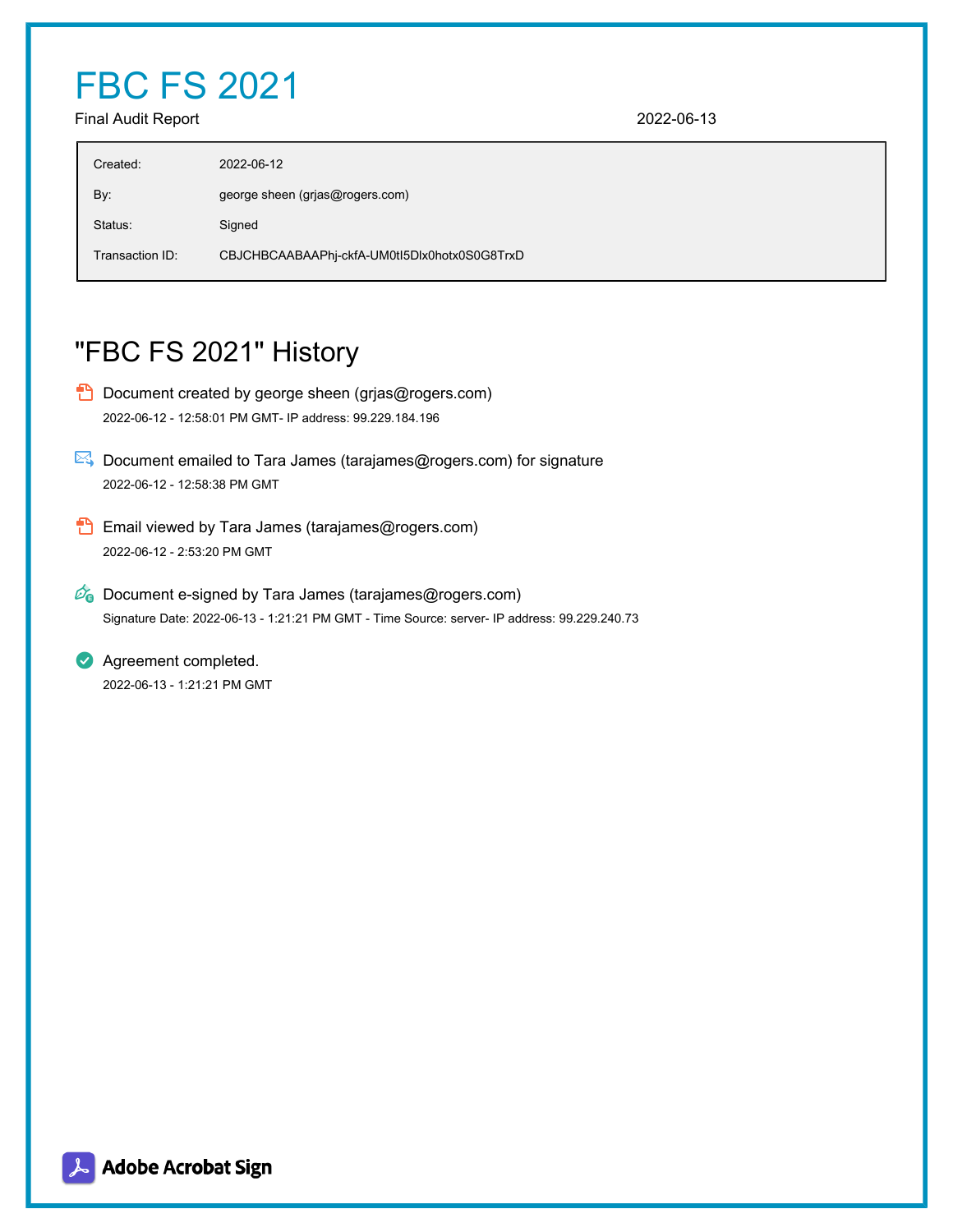# FBC FS 2021

Final Audit Report 2022-06-13

| | |
|---|---|
| Created: | 2022-06-12 |
| By: | george sheen (grjas@rogers.com) |
| Status: | Signed |
| Transaction ID: | CBJCHBCAABAAPhj-ckfA-UM0tI5Dlx0hotx0S0G8TrxD |

## "FBC FS 2021" History

- Document created by george sheen (grjas@rogers.com)
  2022-06-12 - 12:58:01 PM GMT- IP address: 99.229.184.196

- Document emailed to Tara James (tarajames@rogers.com) for signature
  2022-06-12 - 12:58:38 PM GMT

- Email viewed by Tara James (tarajames@rogers.com)
  2022-06-12 - 2:53:20 PM GMT

- Document e-signed by Tara James (tarajames@rogers.com)
  Signature Date: 2022-06-13 - 1:21:21 PM GMT - Time Source: server- IP address: 99.229.240.73

- Agreement completed.
  2022-06-13 - 1:21:21 PM GMT

Adobe Acrobat Sign